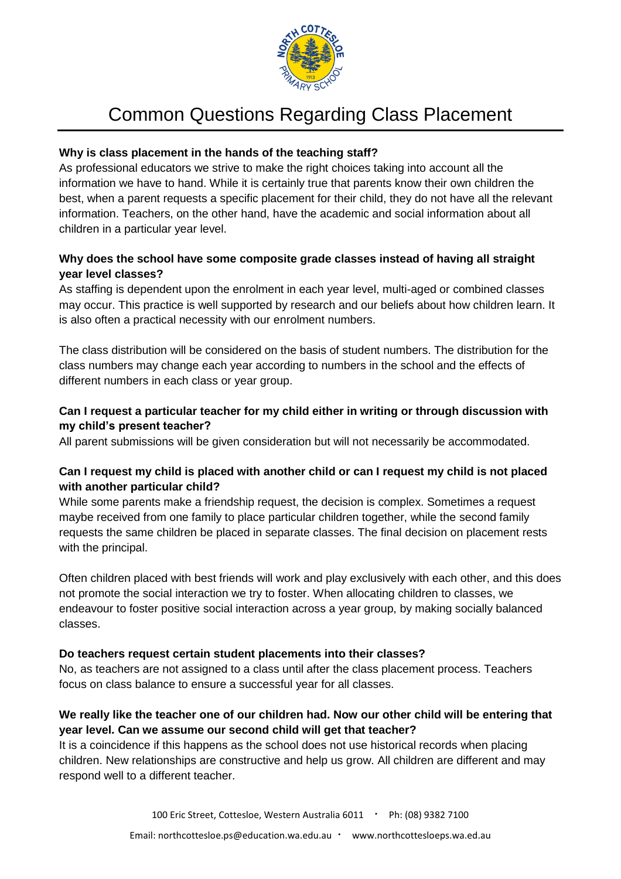# Common Questions Regarding Class Placement

**Why is class placement in the hands of the teaching staff?**

As professional educators we strive to make the right choices taking into account all the information we have to hand. While it is certainly true that parents know their own children the best, when a parent requests a specific placement for their child, they do not have all the relevant information. Teachers, on the other hand, have the academic and social information about all children in a particular year level.

**Why does the school have some composite grade classes instead of having all straight year level classes?**

As staffing is dependent upon the enrolment in each year level, multi-aged or combined classes may occur. This practice is well supported by research and our beliefs about how children learn. It is also often a practical necessity with our enrolment numbers.

The class distribution will be considered on the basis of student numbers. The distribution for the class numbers may change each year according to numbers in the school and the effects of different numbers in each class or year group.

**Can I request a particular teacher for my child either in writing or through discussion with my child's present teacher?**

All parent submissions will be given consideration but will not necessarily be accommodated.

**Can I request my child is placed with another child or can I request my child is not placed with another particular child?**

While some parents make a friendship request, the decision is complex. Sometimes a request maybe received from one family to place particular children together, while the second family requests the same children be placed in separate classes. The final decision on placement rests with the principal.

Often children placed with best friends will work and play exclusively with each other, and this does not promote the social interaction we try to foster. When allocating children to classes, we endeavour to foster positive social interaction across a year group, by making socially balanced classes.

**Do teachers request certain student placements into their classes?**

No, as teachers are not assigned to a class until after the class placement process. Teachers focus on class balance to ensure a successful year for all classes.

**We really like the teacher one of our children had. Now our other child will be entering that year level. Can we assume our second child will get that teacher?**

It is a coincidence if this happens as the school does not use historical records when placing children. New relationships are constructive and help us grow. All children are different and may respond well to a different teacher.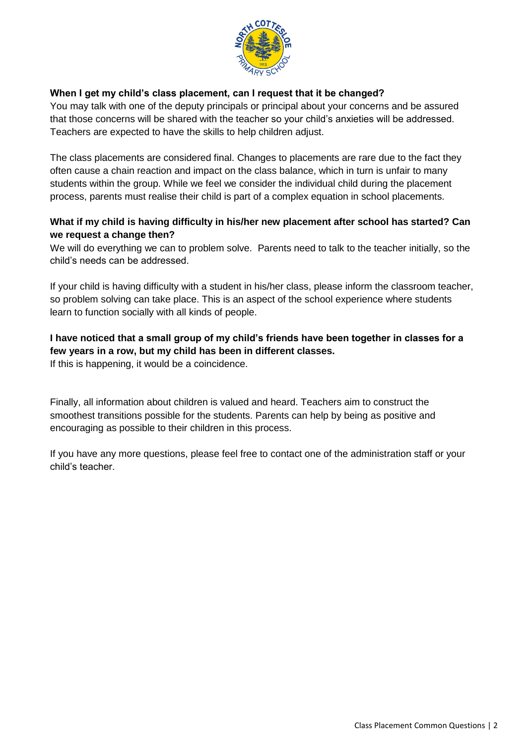**When I get my child's class placement, can I request that it be changed?**

You may talk with one of the deputy principals or principal about your concerns and be assured that those concerns will be shared with the teacher so your child's anxieties will be addressed. Teachers are expected to have the skills to help children adjust.

The class placements are considered final. Changes to placements are rare due to the fact they often cause a chain reaction and impact on the class balance, which in turn is unfair to many students within the group. While we feel we consider the individual child during the placement process, parents must realise their child is part of a complex equation in school placements.

**What if my child is having difficulty in his/her new placement after school has started? Can we request a change then?**

We will do everything we can to problem solve. Parents need to talk to the teacher initially, so the child's needs can be addressed.

If your child is having difficulty with a student in his/her class, please inform the classroom teacher, so problem solving can take place. This is an aspect of the school experience where students learn to function socially with all kinds of people.

**I have noticed that a small group of my child's friends have been together in classes for a few years in a row, but my child has been in different classes.**

If this is happening, it would be a coincidence.

Finally, all information about children is valued and heard. Teachers aim to construct the smoothest transitions possible for the students. Parents can help by being as positive and encouraging as possible to their children in this process.

If you have any more questions, please feel free to contact one of the administration staff or your child's teacher.